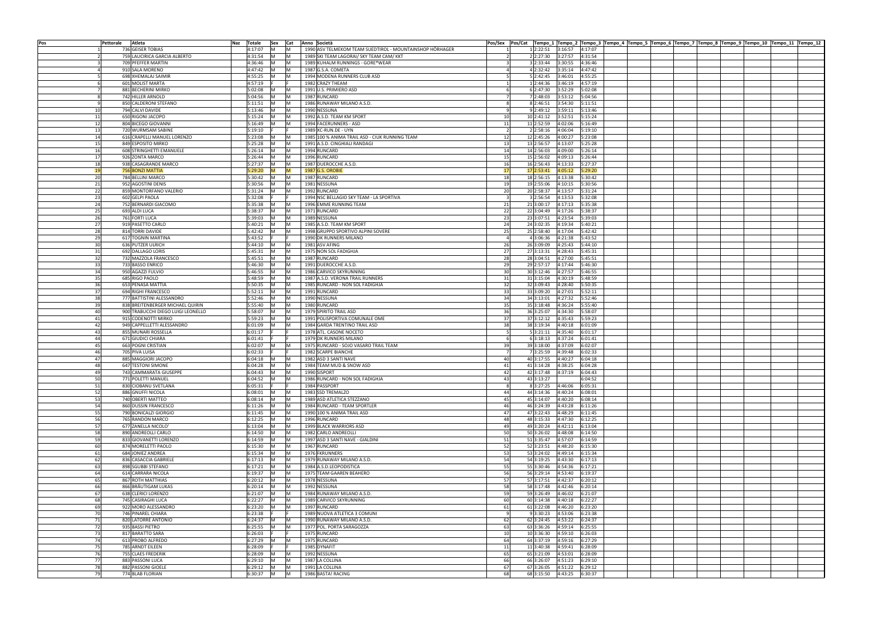| Pos | Pettorale | Atleta | Naz | Totale | Sex | Cat | Anno | Società | Pos/Sex | Pos/Cat | Tempo_1 | Tempo_2 | Tempo_3 | Tempo_4 | Tempo_5 | Tempo_6 | Tempo_7 | Tempo_8 | Tempo_9 | Tempo_10 | Tempo_11 | Tempo_12 |
|---|---|---|---|---|---|---|---|---|---|---|---|---|---|---|---|---|---|---|---|---|---|---|
| 1 | 736 | GEISER TOBIAS | | 4:17:07 | M | M | 1990 | ASV TELMEKOM TEAM SUEDTIROL - MOUNTAINSHOP HÖRHAGER | 1 | 1 | 2:22:51 | 3:16:57 | 4:17:07 | | | | | | | | | |
| 2 | 759 | LAUCIRICA GARCIA ALBERTO | | 4:31:54 | M | M | 1989 | SKI TEAM LAGORAI/ SKY TEAM CAM/ KKT | 2 | 2 | 2:27:30 | 3:27:57 | 4:31:54 | | | | | | | | | |
| 3 | 709 | PFEFFER MARTIN | | 4:36:46 | M | M | 1989 | KUHALM RUNNINGS - GORE®WEAR | 3 | 3 | 2:33:44 | 3:30:55 | 4:36:46 | | | | | | | | | |
| 4 | 910 | SALA MORENO | | 4:47:42 | M | M | 1987 | G.S.A. COMETA | 4 | 4 | 2:32:42 | 3:35:14 | 4:47:42 | | | | | | | | | |
| 5 | 698 | XHEMALAJ SAIMIR | | 4:55:25 | M | M | 1994 | MODENA RUNNERS CLUB ASD | 5 | 5 | 2:42:45 | 3:46:01 | 4:55:25 | | | | | | | | | |
| 6 | 601 | MOLIST MARTA | | 4:57:19 | F | F | 1982 | CRAZY THEAM | 1 | 1 | 2:44:36 | 3:46:19 | 4:57:19 | | | | | | | | | |
| 7 | 881 | BECHERINI MIRKO | | 5:02:08 | M | M | 1991 | U.S. PRIMIERO ASD | 6 | 6 | 2:47:30 | 3:52:29 | 5:02:08 | | | | | | | | | |
| 8 | 742 | HILLER ARNOLD | | 5:04:56 | M | M | 1987 | RUNCARD | 7 | 7 | 2:48:03 | 3:53:12 | 5:04:56 | | | | | | | | | |
| 9 | 850 | CALDERONI STEFANO | | 5:11:51 | M | M | 1986 | RUNAWAY MILANO A.S.D. | 8 | 8 | 2:46:51 | 3:54:30 | 5:11:51 | | | | | | | | | |
| 10 | 794 | CALVI DAVIDE | | 5:13:46 | M | M | 1990 | NESSUNA | 9 | 9 | 2:49:12 | 3:59:11 | 5:13:46 | | | | | | | | | |
| 11 | 650 | RIGONI JACOPO | | 5:15:24 | M | M | 1992 | A.S.D. TEAM KM SPORT | 10 | 10 | 2:41:12 | 3:52:51 | 5:15:24 | | | | | | | | | |
| 12 | 804 | BICEGO GIOVANNI | | 5:16:49 | M | M | 1994 | FACERUNNERS - ASD | 11 | 11 | 2:52:59 | 4:02:06 | 5:16:49 | | | | | | | | | |
| 13 | 720 | WURMSAM SABINE | | 5:19:10 | F | F | 1989 | XC-RUN.DE - UYN | 2 | 2 | 2:58:16 | 4:06:04 | 5:19:10 | | | | | | | | | |
| 14 | 616 | CRAPELLI MANUEL LORENZO | | 5:23:08 | M | M | 1985 | 100 % ANIMA TRAIL ASD - CIUK RUNNING TEAM | 12 | 12 | 2:45:26 | 4:00:27 | 5:23:08 | | | | | | | | | |
| 15 | 849 | ESPOSITO MIRKO | | 5:25:28 | M | M | 1991 | A.S.D. CINGHIALI RANDAGI | 13 | 13 | 2:56:57 | 4:13:07 | 5:25:28 | | | | | | | | | |
| 16 | 608 | STRINGHETTI EMANUELE | | 5:26:14 | M | M | 1994 | RUNCARD | 14 | 14 | 2:56:03 | 4:09:00 | 5:26:14 | | | | | | | | | |
| 17 | 926 | ZONTA MARCO | | 5:26:44 | M | M | 1996 | RUNCARD | 15 | 15 | 2:56:02 | 4:09:13 | 5:26:44 | | | | | | | | | |
| 18 | 938 | CASAGRANDE MARCO | | 5:27:37 | M | M | 1987 | DUEROCCHE A.S.D. | 16 | 16 | 2:56:43 | 4:13:33 | 5:27:37 | | | | | | | | | |
| 19 | 756 | BONZI MATTIA | | 5:29:20 | M | M | 1987 | G.S. OROBIE | 17 | 17 | 2:53:41 | 4:05:12 | 5:29:20 | | | | | | | | | |
| 20 | 784 | BELLINI MARCO | | 5:30:42 | M | M | 1987 | RUNCARD | 18 | 18 | 2:56:15 | 4:13:38 | 5:30:42 | | | | | | | | | |
| 21 | 952 | AGOSTINI DENIS | | 5:30:56 | M | M | 1981 | NESSUNA | 19 | 19 | 2:55:06 | 4:10:15 | 5:30:56 | | | | | | | | | |
| 22 | 859 | MONTORFANO VALERIO | | 5:31:24 | M | M | 1992 | RUNCARD | 20 | 20 | 2:58:37 | 4:13:57 | 5:31:24 | | | | | | | | | |
| 23 | 602 | GELPI PAOLA | | 5:32:08 | F | F | 1994 | NSC BELLAGIO SKY TEAM - LA SPORTIVA | 3 | 3 | 2:56:54 | 4:13:53 | 5:32:08 | | | | | | | | | |
| 24 | 752 | BERNARDI GIACOMO | | 5:35:38 | M | M | 1996 | EMME RUNNING TEAM | 21 | 21 | 3:00:17 | 4:17:13 | 5:35:38 | | | | | | | | | |
| 25 | 693 | ALDI LUCA | | 5:38:37 | M | M | 1971 | RUNCARD | 22 | 22 | 3:04:49 | 4:17:26 | 5:38:37 | | | | | | | | | |
| 26 | 761 | FORTI LUCA | | 5:39:03 | M | M | 1989 | NESSUNA | 23 | 23 | 3:07:51 | 4:23:54 | 5:39:03 | | | | | | | | | |
| 27 | 919 | PASETTO CARLO | | 5:40:21 | M | M | 1985 | A.S.D. TEAM KM SPORT | 24 | 24 | 3:02:35 | 4:19:34 | 5:40:21 | | | | | | | | | |
| 28 | 814 | TORRI DAVIDE | | 5:42:42 | M | M | 1998 | GRUPPO SPORTIVO ALPINI SOVERE | 25 | 25 | 2:58:40 | 4:17:04 | 5:42:42 | | | | | | | | | |
| 29 | 617 | TOGNIN MARTINA | | 5:43:52 | F | F | 1990 | DK RUNNERS MILANO | 4 | 4 | 3:06:36 | 4:21:38 | 5:43:52 | | | | | | | | | |
| 30 | 636 | PUTZER ULRICH | | 5:44:10 | M | M | 1981 | ASV AFING | 26 | 26 | 3:09:09 | 4:25:43 | 5:44:10 | | | | | | | | | |
| 31 | 692 | DALLAGO LORIS | | 5:45:31 | M | M | 1975 | NON SOL FADIGHJA | 27 | 27 | 3:13:31 | 4:28:43 | 5:45:31 | | | | | | | | | |
| 32 | 732 | MAZZOLA FRANCESCO | | 5:45:51 | M | M | 1987 | RUNCARD | 28 | 28 | 3:04:51 | 4:27:00 | 5:45:51 | | | | | | | | | |
| 33 | 733 | BASSO ENRICO | | 5:46:30 | M | M | 1991 | DUEROCCHE A.S.D. | 29 | 29 | 2:57:17 | 4:17:44 | 5:46:30 | | | | | | | | | |
| 34 | 950 | AGAZZI FULVIO | | 5:46:55 | M | M | 1986 | CARVICO SKYRUNNING | 30 | 30 | 3:12:46 | 4:27:57 | 5:46:55 | | | | | | | | | |
| 35 | 685 | RIGO PAOLO | | 5:48:59 | M | M | 1987 | A.S.D. VERONA TRAIL RUNNERS | 31 | 31 | 3:15:04 | 4:30:19 | 5:48:59 | | | | | | | | | |
| 36 | 653 | PENASA MATTIA | | 5:50:35 | M | M | 1985 | RUNCARD - NON SOL FADIGHJA | 32 | 32 | 3:09:43 | 4:28:40 | 5:50:35 | | | | | | | | | |
| 37 | 694 | RIGHI FRANCESCO | | 5:52:11 | M | M | 1991 | RUNCARD | 33 | 33 | 3:09:20 | 4:27:01 | 5:52:11 | | | | | | | | | |
| 38 | 777 | BATTISTINI ALESSANDRO | | 5:52:46 | M | M | 1990 | NESSUNA | 34 | 34 | 3:13:01 | 4:27:32 | 5:52:46 | | | | | | | | | |
| 39 | 838 | BREITENBERGER MICHAEL QUIRIN | | 5:55:40 | M | M | 1980 | RUNCARD | 35 | 35 | 3:18:48 | 4:36:24 | 5:55:40 | | | | | | | | | |
| 40 | 900 | TRABUCCHI DIEGO LUIGI LEONELLO | | 5:58:07 | M | M | 1979 | SPIRITO TRAIL ASD | 36 | 36 | 3:25:07 | 4:34:30 | 5:58:07 | | | | | | | | | |
| 41 | 915 | CODENOTTI MIRKO | | 5:59:23 | M | M | 1991 | POLISPORTIVA COMUNALE OME | 37 | 37 | 3:12:12 | 4:35:43 | 5:59:23 | | | | | | | | | |
| 42 | 949 | CAPPELLETTI ALESSANDRO | | 6:01:09 | M | M | 1984 | GARDA TRENTINO TRAIL ASD | 38 | 38 | 3:19:34 | 4:40:18 | 6:01:09 | | | | | | | | | |
| 43 | 855 | MUNARI ROSSELLA | | 6:01:17 | F | F | 1978 | ATL. CASONE NOCETO | 5 | 5 | 3:21:11 | 4:35:40 | 6:01:17 | | | | | | | | | |
| 44 | 671 | GIUDICI CHIARA | | 6:01:41 | F | F | 1979 | DK RUNNERS MILANO | 6 | 6 | 3:18:13 | 4:37:24 | 6:01:41 | | | | | | | | | |
| 45 | 663 | POGNI CRISTIAN | | 6:02:07 | M | M | 1975 | RUNCARD - SOJO VASARO TRAIL TEAM | 39 | 39 | 3:18:00 | 4:37:09 | 6:02:07 | | | | | | | | | |
| 46 | 705 | PIVA LUISA | | 6:02:33 | F | F | 1982 | SCARPE BIANCHE | 7 | 7 | 3:25:59 | 4:39:48 | 6:02:33 | | | | | | | | | |
| 47 | 885 | MAGGIORI JACOPO | | 6:04:18 | M | M | 1982 | ASD 3 SANTI NAVE | 40 | 40 | 3:17:55 | 4:40:27 | 6:04:18 | | | | | | | | | |
| 48 | 647 | TESTONI SIMONE | | 6:04:28 | M | M | 1984 | TEAM MUD & SNOW ASD | 41 | 41 | 3:14:28 | 4:38:25 | 6:04:28 | | | | | | | | | |
| 49 | 743 | CAMMARATA GIUSEPPE | | 6:04:43 | M | M | 1990 | SISPORT | 42 | 42 | 3:17:48 | 4:37:19 | 6:04:43 | | | | | | | | | |
| 50 | 771 | POLETTI MANUEL | | 6:04:52 | M | M | 1986 | RUNCARD - NON SOL FADIGHJA | 43 | 43 | 3:13:27 | | 6:04:52 | | | | | | | | | |
| 51 | 830 | CIOBANU SVETLANA | | 6:05:31 | F | F | 1984 | PASSPORT | 8 | 8 | 3:27:25 | 4:46:06 | 6:05:31 | | | | | | | | | |
| 52 | 886 | GNUFFI NICOLA | | 6:08:01 | M | M | 1983 | SSD TREMALZO | 44 | 44 | 3:14:36 | 4:40:24 | 6:08:01 | | | | | | | | | |
| 53 | 740 | OBERTI MATTEO | | 6:08:14 | M | M | 1989 | ASD ATLETICA STEZZANO | 45 | 45 | 3:14:07 | 4:40:20 | 6:08:14 | | | | | | | | | |
| 54 | 860 | DUSSIN FRANCESCO | | 6:11:26 | M | M | 1984 | RUNCARD - TEAM SPORTLER | 46 | 46 | 3:24:39 | 4:43:28 | 6:11:26 | | | | | | | | | |
| 55 | 790 | BONICALZI GIORGIO | | 6:11:45 | M | M | 1990 | 100 % ANIMA TRAIL ASD | 47 | 47 | 3:22:43 | 4:48:29 | 6:11:45 | | | | | | | | | |
| 56 | 765 | RANDON MARCO | | 6:12:25 | M | M | 1996 | RUNCARD | 48 | 48 | 3:15:33 | 4:47:30 | 6:12:25 | | | | | | | | | |
| 57 | 677 | ZANELLA NICOLO' | | 6:13:04 | M | M | 1999 | BLACK WARRIORS ASD | 49 | 49 | 3:20:24 | 4:42:11 | 6:13:04 | | | | | | | | | |
| 58 | 890 | ANDREOLLI CARLO | | 6:14:50 | M | M | 1982 | CARLO ANDREOLLI | 50 | 50 | 3:26:02 | 4:48:08 | 6:14:50 | | | | | | | | | |
| 59 | 833 | GIOVANETTI LORENZO | | 6:14:59 | M | M | 1997 | ASD 3 SANTI NAVE - GIALDINI | 51 | 51 | 3:35:47 | 4:57:07 | 6:14:59 | | | | | | | | | |
| 60 | 874 | MORELETTI PAOLO | | 6:15:30 | M | M | 1967 | RUNCARD | 52 | 52 | 3:23:51 | 4:48:20 | 6:15:30 | | | | | | | | | |
| 61 | 684 | JONIEZ ANDREA | | 6:15:34 | M | M | 1976 | FKRUNNERS | 53 | 53 | 3:24:02 | 4:49:14 | 6:15:34 | | | | | | | | | |
| 62 | 836 | CASACCIA GABRIELE | | 6:17:13 | M | M | 1979 | RUNAWAY MILANO A.S.D. | 54 | 54 | 3:19:25 | 4:43:30 | 6:17:13 | | | | | | | | | |
| 63 | 898 | SGUBBI STEFANO | | 6:17:21 | M | M | 1984 | A.S.D.LEOPODISTICA | 55 | 55 | 3:30:46 | 4:54:36 | 6:17:21 | | | | | | | | | |
| 64 | 614 | CARRARA NICOLA | | 6:19:37 | M | M | 1975 | TEAM GAAREN BEAHERO | 56 | 56 | 3:29:14 | 4:53:40 | 6:19:37 | | | | | | | | | |
| 65 | 867 | ROTH MATTHIAS | | 6:20:12 | M | M | 1978 | NESSUNA | 57 | 57 | 3:17:51 | 4:42:37 | 6:20:12 | | | | | | | | | |
| 66 | 866 | BRÄUTIGAM LUKAS | | 6:20:14 | M | M | 1992 | NESSUNA | 58 | 58 | 3:17:48 | 4:42:46 | 6:20:14 | | | | | | | | | |
| 67 | 638 | CLERICI LORENZO | | 6:21:07 | M | M | 1984 | RUNAWAY MILANO A.S.D. | 59 | 59 | 3:26:49 | 4:46:02 | 6:21:07 | | | | | | | | | |
| 68 | 745 | CASIRAGHI LUCA | | 6:22:27 | M | M | 1989 | CARVICO SKYRUNNING | 60 | 60 | 3:14:38 | 4:40:18 | 6:22:27 | | | | | | | | | |
| 69 | 922 | MORO ALESSANDRO | | 6:23:20 | M | M | 1997 | RUNCARD | 61 | 61 | 3:22:08 | 4:46:20 | 6:23:20 | | | | | | | | | |
| 70 | 746 | PINAREL CHIARA | | 6:23:38 | F | F | 1989 | NUOVA ATLETICA 3 COMUNI | 9 | 9 | 3:30:23 | 4:53:06 | 6:23:38 | | | | | | | | | |
| 71 | 820 | LATORRE ANTONIO | | 6:24:37 | M | M | 1990 | RUNAWAY MILANO A.S.D. | 62 | 62 | 3:24:45 | 4:53:22 | 6:24:37 | | | | | | | | | |
| 72 | 935 | BASSI PIETRO | | 6:25:55 | M | M | 1977 | POL. PORTA SARAGOZZA | 63 | 63 | 3:36:26 | 4:59:14 | 6:25:55 | | | | | | | | | |
| 73 | 817 | BARATTO SARA | | 6:26:03 | F | F | 1975 | RUNCARD | 10 | 10 | 3:36:30 | 4:59:10 | 6:26:03 | | | | | | | | | |
| 74 | 613 | PROBO ALFREDO | | 6:27:29 | M | M | 1975 | RUNCARD | 64 | 64 | 3:37:19 | 4:59:16 | 6:27:29 | | | | | | | | | |
| 75 | 785 | ARNDT EILEEN | | 6:28:09 | F | F | 1985 | DYNAFIT | 11 | 11 | 3:40:38 | 4:59:41 | 6:28:09 | | | | | | | | | |
| 76 | 755 | CLAES FREDERIK | | 6:28:09 | M | M | 1992 | NESSUNA | 65 | 65 | 3:21:09 | 4:53:01 | 6:28:09 | | | | | | | | | |
| 77 | 883 | PASSONI LUCA | | 6:29:10 | M | M | 1987 | LA COLLINA | 66 | 66 | 3:26:07 | 4:51:23 | 6:29:10 | | | | | | | | | |
| 78 | 882 | PASSONI GIOELE | | 6:29:12 | M | M | 1991 | LA COLLINA | 67 | 67 | 3:26:05 | 4:51:22 | 6:29:12 | | | | | | | | | |
| 79 | 774 | BLAB FLORIAN | | 6:30:37 | M | M | 1986 | BASTA! RACING | 68 | 68 | 3:15:50 | 4:43:25 | 6:30:37 | | | | | | | | | |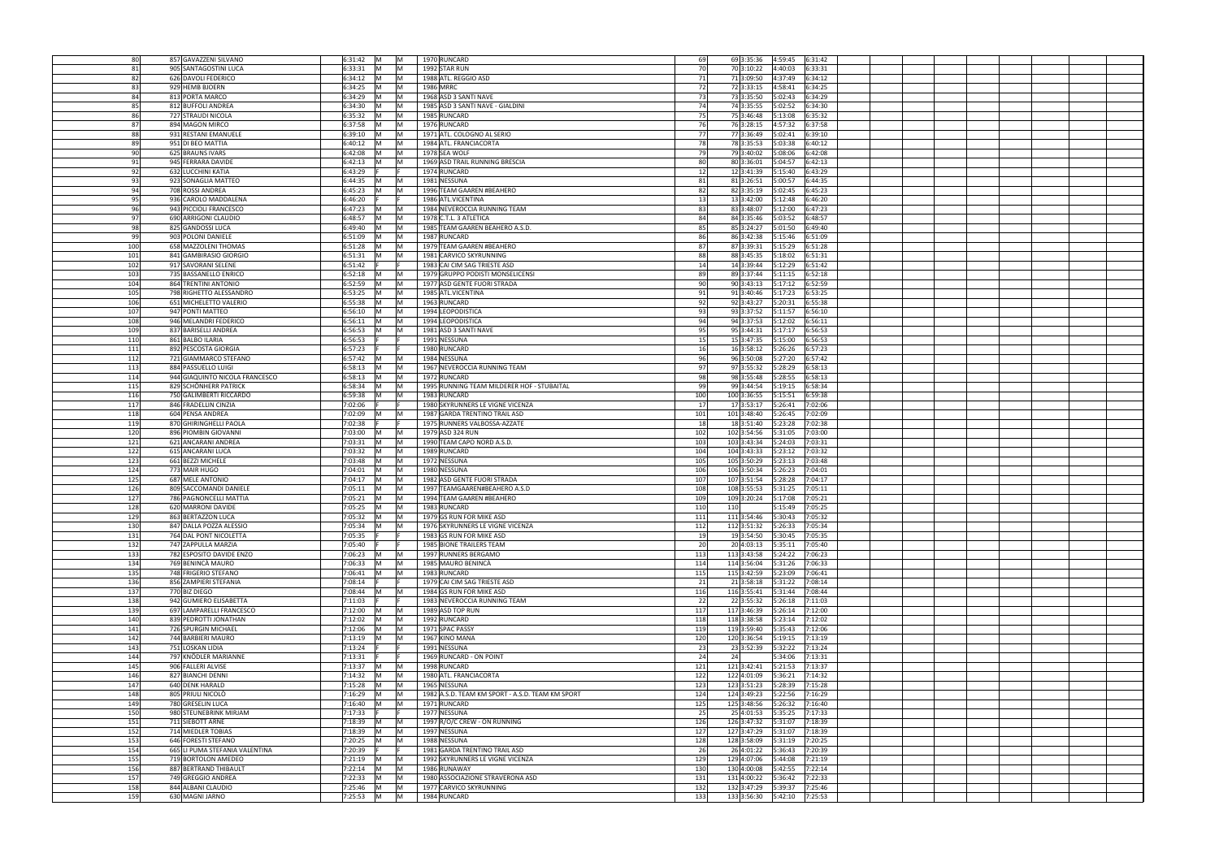| | | | | | | | | | | | | | |
|---|---|---|---|---|---|---|---|---|---|---|---|---|---|
| 80 | 857 | GAVAZZENI SILVANO | 6:31:42 | M | M | 1970 | RUNCARD | 69 | 69 | 3:35:36 | 4:59:45 | 6:31:42 |
| 81 | 905 | SANTAGOSTINI LUCA | 6:33:31 | M | M | 1992 | STAR RUN | 70 | 70 | 3:10:22 | 4:40:03 | 6:33:31 |
| 82 | 626 | DAVOLI FEDERICO | 6:34:12 | M | M | 1988 | ATL. REGGIO ASD | 71 | 71 | 3:09:50 | 4:37:49 | 6:34:12 |
| 83 | 929 | HEMB BJOERN | 6:34:25 | M | M | 1986 | MRRC | 72 | 72 | 3:33:15 | 4:58:41 | 6:34:25 |
| 84 | 813 | PORTA MARCO | 6:34:29 | M | M | 1968 | ASD 3 SANTI NAVE | 73 | 73 | 3:35:50 | 5:02:43 | 6:34:29 |
| 85 | 812 | BUFFOLI ANDREA | 6:34:30 | M | M | 1985 | ASD 3 SANTI NAVE - GIALDINI | 74 | 74 | 3:35:55 | 5:02:52 | 6:34:30 |
| 86 | 727 | STRAUDI NICOLA | 6:35:32 | M | M | 1985 | RUNCARD | 75 | 75 | 3:46:48 | 5:13:08 | 6:35:32 |
| 87 | 894 | MAGON MIRCO | 6:37:58 | M | M | 1976 | RUNCARD | 76 | 76 | 3:28:15 | 4:57:32 | 6:37:58 |
| 88 | 931 | RESTANI EMANUELE | 6:39:10 | M | M | 1971 | ATL. COLOGNO AL SERIO | 77 | 77 | 3:36:49 | 5:02:41 | 6:39:10 |
| 89 | 951 | DI BEO MATTIA | 6:40:12 | M | M | 1984 | ATL. FRANCIACORTA | 78 | 78 | 3:35:53 | 5:03:38 | 6:40:12 |
| 90 | 625 | BRAUNS IVARS | 6:42:08 | M | M | 1978 | SEA WOLF | 79 | 79 | 3:40:02 | 5:08:06 | 6:42:08 |
| 91 | 945 | FERRARA DAVIDE | 6:42:13 | M | M | 1969 | ASD TRAIL RUNNING BRESCIA | 80 | 80 | 3:36:01 | 5:04:57 | 6:42:13 |
| 92 | 632 | LUCCHINI KATIA | 6:43:29 | F | F | 1974 | RUNCARD | 12 | 12 | 3:41:39 | 5:15:40 | 6:43:29 |
| 93 | 923 | SONAGLIA MATTEO | 6:44:35 | M | M | 1981 | NESSUNA | 81 | 81 | 3:26:51 | 5:00:57 | 6:44:35 |
| 94 | 708 | ROSSI ANDREA | 6:45:23 | M | M | 1996 | TEAM GAAREN #BEAHERO | 82 | 82 | 3:35:19 | 5:02:45 | 6:45:23 |
| 95 | 936 | CAROLO MADDALENA | 6:46:20 | F | F | 1986 | ATL.VICENTINA | 13 | 13 | 3:42:00 | 5:12:48 | 6:46:20 |
| 96 | 943 | PICCIOLI FRANCESCO | 6:47:23 | M | M | 1984 | NEVEROCCIA RUNNING TEAM | 83 | 83 | 3:48:07 | 5:12:00 | 6:47:23 |
| 97 | 690 | ARRIGONI CLAUDIO | 6:48:57 | M | M | 1978 | C.T.L. 3 ATLETICA | 84 | 84 | 3:35:46 | 5:03:52 | 6:48:57 |
| 98 | 825 | GANDOSSI LUCA | 6:49:40 | M | M | 1985 | TEAM GAAREN BEAHERO A.S.D. | 85 | 85 | 3:24:27 | 5:01:50 | 6:49:40 |
| 99 | 903 | POLONI DANIELE | 6:51:09 | M | M | 1987 | RUNCARD | 86 | 86 | 3:42:38 | 5:15:46 | 6:51:09 |
| 100 | 658 | MAZZOLENI THOMAS | 6:51:28 | M | M | 1979 | TEAM GAAREN #BEAHERO | 87 | 87 | 3:39:31 | 5:15:29 | 6:51:28 |
| 101 | 841 | GAMBIRASIO GIORGIO | 6:51:31 | M | M | 1981 | CARVICO SKYRUNNING | 88 | 88 | 3:45:35 | 5:18:02 | 6:51:31 |
| 102 | 917 | SAVORANI SELENE | 6:51:42 | F | F | 1983 | CAI CIM SAG TRIESTE ASD | 14 | 14 | 3:39:44 | 5:12:29 | 6:51:42 |
| 103 | 735 | BASSANELLO ENRICO | 6:52:18 | M | M | 1979 | GRUPPO PODISTI MONSELICENSI | 89 | 89 | 3:37:44 | 5:11:15 | 6:52:18 |
| 104 | 864 | TRENTINI ANTONIO | 6:52:59 | M | M | 1977 | ASD GENTE FUORI STRADA | 90 | 90 | 3:43:13 | 5:17:12 | 6:52:59 |
| 105 | 798 | RIGHETTO ALESSANDRO | 6:53:25 | M | M | 1985 | ATL.VICENTINA | 91 | 91 | 3:40:46 | 5:17:23 | 6:53:25 |
| 106 | 651 | MICHELETTO VALERIO | 6:55:38 | M | M | 1963 | RUNCARD | 92 | 92 | 3:43:27 | 5:20:31 | 6:55:38 |
| 107 | 947 | PONTI MATTEO | 6:56:10 | M | M | 1994 | LEOPODISTICA | 93 | 93 | 3:37:52 | 5:11:57 | 6:56:10 |
| 108 | 946 | MELANDRI FEDERICO | 6:56:11 | M | M | 1994 | LEOPODISTICA | 94 | 94 | 3:37:53 | 5:12:02 | 6:56:11 |
| 109 | 837 | BARISELLI ANDREA | 6:56:53 | M | M | 1981 | ASD 3 SANTI NAVE | 95 | 95 | 3:44:31 | 5:17:17 | 6:56:53 |
| 110 | 861 | BALBO ILARIA | 6:56:53 | F | F | 1991 | NESSUNA | 15 | 15 | 3:47:35 | 5:15:00 | 6:56:53 |
| 111 | 892 | PESCOSTA GIORGIA | 6:57:23 | F | F | 1980 | RUNCARD | 16 | 16 | 3:58:12 | 5:26:26 | 6:57:23 |
| 112 | 721 | GIAMMARCO STEFANO | 6:57:42 | M | M | 1984 | NESSUNA | 96 | 96 | 3:50:08 | 5:27:20 | 6:57:42 |
| 113 | 884 | PASSUELLO LUIGI | 6:58:13 | M | M | 1967 | NEVEROCCIA RUNNING TEAM | 97 | 97 | 3:55:32 | 5:28:29 | 6:58:13 |
| 114 | 944 | GIAQUINTO NICOLA FRANCESCO | 6:58:13 | M | M | 1972 | RUNCARD | 98 | 98 | 3:55:48 | 5:28:55 | 6:58:13 |
| 115 | 829 | SCHÖNHERR PATRICK | 6:58:34 | M | M | 1995 | RUNNING TEAM MILDERER HOF - STUBAITAL | 99 | 99 | 3:44:54 | 5:19:15 | 6:58:34 |
| 116 | 750 | GALIMBERTI RICCARDO | 6:59:38 | M | M | 1983 | RUNCARD | 100 | 100 | 3:36:55 | 5:15:51 | 6:59:38 |
| 117 | 846 | FRADELLIN CINZIA | 7:02:06 | F | F | 1980 | SKYRUNNERS LE VIGNE VICENZA | 17 | 17 | 3:53:17 | 5:26:41 | 7:02:06 |
| 118 | 604 | PENSA ANDREA | 7:02:09 | M | M | 1987 | GARDA TRENTINO TRAIL ASD | 101 | 101 | 3:48:40 | 5:26:45 | 7:02:09 |
| 119 | 870 | GHIRINGHELLI PAOLA | 7:02:38 | F | F | 1975 | RUNNERS VALBOSSA-AZZATE | 18 | 18 | 3:51:40 | 5:23:28 | 7:02:38 |
| 120 | 896 | PIOMBIN GIOVANNI | 7:03:00 | M | M | 1979 | ASD 324 RUN | 102 | 102 | 3:54:56 | 5:31:05 | 7:03:00 |
| 121 | 621 | ANCARANI ANDREA | 7:03:31 | M | M | 1990 | TEAM CAPO NORD A.S.D. | 103 | 103 | 3:43:34 | 5:24:03 | 7:03:31 |
| 122 | 615 | ANCARANI LUCA | 7:03:32 | M | M | 1989 | RUNCARD | 104 | 104 | 3:43:33 | 5:23:12 | 7:03:32 |
| 123 | 661 | BEZZI MICHELE | 7:03:48 | M | M | 1972 | NESSUNA | 105 | 105 | 3:50:29 | 5:23:13 | 7:03:48 |
| 124 | 773 | MAIR HUGO | 7:04:01 | M | M | 1980 | NESSUNA | 106 | 106 | 3:50:34 | 5:26:23 | 7:04:01 |
| 125 | 687 | MELE ANTONIO | 7:04:17 | M | M | 1982 | ASD GENTE FUORI STRADA | 107 | 107 | 3:51:54 | 5:28:28 | 7:04:17 |
| 126 | 809 | SACCOMANDI DANIELE | 7:05:11 | M | M | 1997 | TEAMGAAREN#BEAHERO A.S.D | 108 | 108 | 3:55:53 | 5:31:25 | 7:05:11 |
| 127 | 786 | PAGNONCELLI MATTIA | 7:05:21 | M | M | 1994 | TEAM GAAREN #BEAHERO | 109 | 109 | 3:20:24 | 5:17:08 | 7:05:21 |
| 128 | 620 | MARRONI DAVIDE | 7:05:25 | M | M | 1983 | RUNCARD | 110 | 110 | | 5:15:49 | 7:05:25 |
| 129 | 863 | BERTAZZON LUCA | 7:05:32 | M | M | 1979 | GS RUN FOR MIKE ASD | 111 | 111 | 3:54:46 | 5:30:43 | 7:05:32 |
| 130 | 847 | DALLA POZZA ALESSIO | 7:05:34 | M | M | 1976 | SKYRUNNERS LE VIGNE VICENZA | 112 | 112 | 3:51:32 | 5:26:33 | 7:05:34 |
| 131 | 764 | DAL PONT NICOLETTA | 7:05:35 | F | F | 1983 | GS RUN FOR MIKE ASD | 19 | 19 | 3:54:50 | 5:30:45 | 7:05:35 |
| 132 | 747 | ZAPPULLA MARZIA | 7:05:40 | F | F | 1985 | BIONE TRAILERS TEAM | 20 | 20 | 4:03:13 | 5:35:11 | 7:05:40 |
| 133 | 782 | ESPOSITO DAVIDE ENZO | 7:06:23 | M | M | 1997 | RUNNERS BERGAMO | 113 | 113 | 3:43:58 | 5:24:22 | 7:06:23 |
| 134 | 769 | BENINCÀ MAURO | 7:06:33 | M | M | 1985 | MAURO BENINCÀ | 114 | 114 | 3:56:04 | 5:31:26 | 7:06:33 |
| 135 | 748 | FRIGERIO STEFANO | 7:06:41 | M | M | 1983 | RUNCARD | 115 | 115 | 3:42:59 | 5:23:09 | 7:06:41 |
| 136 | 856 | ZAMPIERI STEFANIA | 7:08:14 | F | F | 1979 | CAI CIM SAG TRIESTE ASD | 21 | 21 | 3:58:18 | 5:31:22 | 7:08:14 |
| 137 | 770 | BIZ DIEGO | 7:08:44 | M | M | 1984 | GS RUN FOR MIKE ASD | 116 | 116 | 3:55:41 | 5:31:44 | 7:08:44 |
| 138 | 942 | GUMIERO ELISABETTA | 7:11:03 | F | F | 1983 | NEVEROCCIA RUNNING TEAM | 22 | 22 | 3:55:32 | 5:26:18 | 7:11:03 |
| 139 | 697 | LAMPARELLI FRANCESCO | 7:12:00 | M | M | 1989 | ASD TOP RUN | 117 | 117 | 3:46:39 | 5:26:14 | 7:12:00 |
| 140 | 839 | PEDROTTI JONATHAN | 7:12:02 | M | M | 1992 | RUNCARD | 118 | 118 | 3:38:58 | 5:23:14 | 7:12:02 |
| 141 | 726 | SPURGIN MICHAEL | 7:12:06 | M | M | 1971 | SPAC PASSY | 119 | 119 | 3:59:40 | 5:35:43 | 7:12:06 |
| 142 | 744 | BARBIERI MAURO | 7:13:19 | M | M | 1967 | KINO MANA | 120 | 120 | 3:36:54 | 5:19:15 | 7:13:19 |
| 143 | 751 | LOSKAN LIDIA | 7:13:24 | F | F | 1991 | NESSUNA | 23 | 23 | 3:52:39 | 5:32:22 | 7:13:24 |
| 144 | 797 | KNÖDLER MARIANNE | 7:13:31 | F | F | 1969 | RUNCARD - ON POINT | 24 | 24 | | 5:34:06 | 7:13:31 |
| 145 | 906 | FALLERI ALVISE | 7:13:37 | M | M | 1998 | RUNCARD | 121 | 121 | 3:42:41 | 5:21:53 | 7:13:37 |
| 146 | 827 | BIANCHI DENNI | 7:14:32 | M | M | 1980 | ATL. FRANCIACORTA | 122 | 122 | 4:01:09 | 5:36:21 | 7:14:32 |
| 147 | 640 | DENK HARALD | 7:15:28 | M | M | 1965 | NESSUNA | 123 | 123 | 3:51:23 | 5:28:39 | 7:15:28 |
| 148 | 805 | PRIULI NICOLÒ | 7:16:29 | M | M | 1982 | A.S.D. TEAM KM SPORT - A.S.D. TEAM KM SPORT | 124 | 124 | 3:49:23 | 5:22:56 | 7:16:29 |
| 149 | 780 | GRESELIN LUCA | 7:16:40 | M | M | 1971 | RUNCARD | 125 | 125 | 3:48:56 | 5:26:32 | 7:16:40 |
| 150 | 980 | STEUNEBRINK MIRJAM | 7:17:33 | F | F | 1977 | NESSUNA | 25 | 25 | 4:01:53 | 5:35:25 | 7:17:33 |
| 151 | 711 | SIEBOTT ARNE | 7:18:39 | M | M | 1997 | R/O/C CREW - ON RUNNING | 126 | 126 | 3:47:32 | 5:31:07 | 7:18:39 |
| 152 | 714 | MIEDLER TOBIAS | 7:18:39 | M | M | 1997 | NESSUNA | 127 | 127 | 3:47:29 | 5:31:07 | 7:18:39 |
| 153 | 646 | FORESTI STEFANO | 7:20:25 | M | M | 1988 | NESSUNA | 128 | 128 | 3:58:09 | 5:31:19 | 7:20:25 |
| 154 | 665 | LI PUMA STEFANIA VALENTINA | 7:20:39 | F | F | 1981 | GARDA TRENTINO TRAIL ASD | 26 | 26 | 4:01:22 | 5:36:43 | 7:20:39 |
| 155 | 719 | BORTOLON AMEDEO | 7:21:19 | M | M | 1992 | SKYRUNNERS LE VIGNE VICENZA | 129 | 129 | 4:07:06 | 5:44:08 | 7:21:19 |
| 156 | 887 | BERTRAND THIBAULT | 7:22:14 | M | M | 1986 | RUNAWAY | 130 | 130 | 4:00:08 | 5:42:55 | 7:22:14 |
| 157 | 749 | GREGGIO ANDREA | 7:22:33 | M | M | 1980 | ASSOCIAZIONE STRAVERONA ASD | 131 | 131 | 4:00:22 | 5:36:42 | 7:22:33 |
| 158 | 844 | ALBANI CLAUDIO | 7:25:46 | M | M | 1977 | CARVICO SKYRUNNING | 132 | 132 | 3:47:29 | 5:39:37 | 7:25:46 |
| 159 | 630 | MAGNI JARNO | 7:25:53 | M | M | 1984 | RUNCARD | 133 | 133 | 3:56:30 | 5:42:10 | 7:25:53 |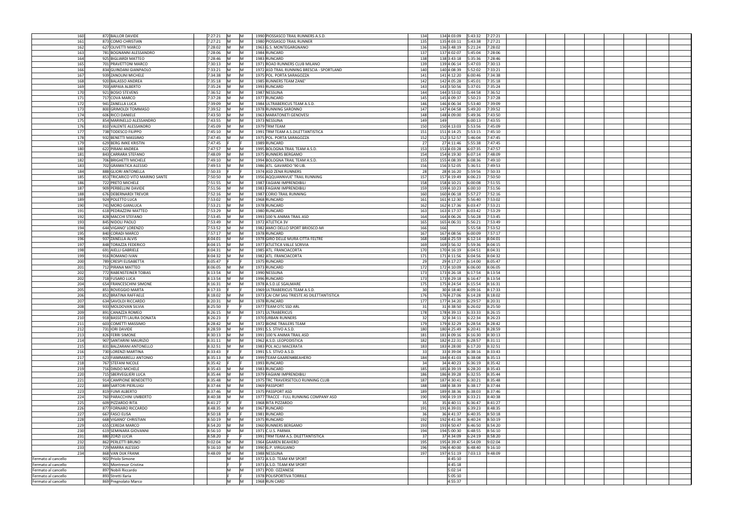| | | | | | | | | | | | | | |
|---|---|---|---|---|---|---|---|---|---|---|---|---|---|
| 160 | 872 | BALLOR DAVIDE | 7:27:21 | M | M | 1990 | PIOSSASCO TRAIL RUNNERS A.S.D. | 134 | 134 | 4:03:09 | 5:43:32 | 7:27:21 |
| 161 | 873 | COMO CHRISTIAN | 7:27:21 | M | M | 1980 | PIOSSASCO TRAIL RUNNER | 135 | 135 | 4:03:11 | 5:43:38 | 7:27:21 |
| 162 | 627 | OLIVETTI MARCO | 7:28:02 | M | M | 1963 | G.S. MONTEGARGNANO | 136 | 136 | 3:48:19 | 5:21:24 | 7:28:02 |
| 163 | 781 | BOGNANNI ALESSANDRO | 7:28:06 | M | M | 1984 | RUNCARD | 137 | 137 | 4:02:07 | 5:45:04 | 7:28:06 |
| 164 | 925 | BIGLIARDI MATTEO | 7:28:46 | M | M | 1983 | RUNCARD | 138 | 138 | 3:43:18 | 5:35:36 | 7:28:46 |
| 165 | 701 | PRAVETTONI MARCO | 7:30:13 | M | M | 1971 | ROAD RUNNERS CLUB MILANO | 139 | 139 | 4:06:14 | 5:47:03 | 7:30:13 |
| 166 | 834 | GUINDANI GIANPAOLO | 7:33:21 | M | M | 1972 | ASD TRAIL RUNNING BRESCIA - SPORTLAND | 140 | 140 | 4:08:39 | 5:52:02 | 7:33:21 |
| 167 | 939 | ZANOLINI MICHELE | 7:34:38 | M | M | 1975 | POL. PORTA SARAGOZZA | 141 | 141 | 4:12:20 | 6:00:46 | 7:34:38 |
| 168 | 920 | BALASSO ANDREA | 7:35:18 | M | M | 1985 | RUNNERS TEAM ZANE' | 142 | 142 | 4:05:28 | 5:45:01 | 7:35:18 |
| 169 | 703 | ARPAIA ALBERTO | 7:35:24 | M | M | 1993 | RUNCARD | 143 | 143 | 3:50:56 | 5:37:01 | 7:35:24 |
| 170 | 921 | BOSIO STEVENS | 7:36:52 | M | M | 1987 | NESSUNA | 144 | 144 | 3:53:02 | 5:44:58 | 7:36:52 |
| 171 | 717 | COVA MARCO | 7:37:28 | M | M | 1977 | RUNCARD | 145 | 145 | 4:09:37 | 5:50:23 | 7:37:28 |
| 172 | 941 | ZANELLA LUCA | 7:39:09 | M | M | 1984 | ULTRABERICUS TEAM A.S.D. | 146 | 146 | 4:06:34 | 5:53:40 | 7:39:09 |
| 173 | 800 | GRIMOLDI TOMMASO | 7:39:52 | M | M | 1978 | RUNNING SARONNO | 147 | 147 | 4:04:58 | 5:49:20 | 7:39:52 |
| 174 | 606 | RICCI DANIELE | 7:43:50 | M | M | 1963 | MARATONETI GENOVESI | 148 | 148 | 4:09:00 | 5:49:36 | 7:43:50 |
| 175 | 854 | MARINELLO ALESSANDRO | 7:43:55 | M | M | 1973 | NESSUNA | 149 | 149 | | 6:00:13 | 7:43:55 |
| 176 | 810 | VALENTE ALESSANDRO | 7:45:09 | M | M | 1979 | TRM TEAM | 150 | 150 | 4:13:03 | 5:53:56 | 7:45:09 |
| 177 | 738 | TODESCO FILIPPO | 7:45:10 | M | M | 1991 | TRM TEAM A.S.DILETTANTISTICA | 151 | 151 | 4:14:25 | 5:53:15 | 7:45:10 |
| 178 | 932 | BENETTI MASSIMO | 7:47:45 | M | M | 1975 | POL. PORTA SARAGOZZA | 152 | 152 | 3:52:57 | 5:46:04 | 7:47:45 |
| 179 | 629 | BERG IMKE KRISTIN | 7:47:45 | F | F | 1989 | RUNCARD | 27 | 27 | 4:11:46 | 5:55:38 | 7:47:45 |
| 180 | 622 | PIRANI ANDREA | 7:47:57 | M | M | 1995 | BOLOGNA TRAIL TEAM A.S.D. | 153 | 153 | 4:03:28 | 6:07:35 | 7:47:57 |
| 181 | 843 | CARRARA STEFANO | 7:48:09 | M | M | 1975 | RUNNERS BERGAMO | 154 | 154 | 4:19:30 | 6:07:14 | 7:48:09 |
| 182 | 706 | BRIGHETTI MICHELE | 7:49:10 | M | M | 1994 | BOLOGNA TRAIL TEAM A.S.D. | 155 | 155 | 4:08:39 | 6:08:36 | 7:49:10 |
| 183 | 702 | GRAMATICA ALESSIO | 7:49:53 | M | M | 1986 | ATL. GAVARDO '90 LIB. | 156 | 156 | 3:52:05 | 5:36:51 | 7:49:53 |
| 184 | 888 | GLIORI ANTONELLA | 7:50:33 | F | F | 1974 | ASD ZENA RUNNERS | 28 | 28 | 4:16:20 | 5:59:56 | 7:50:33 |
| 185 | 853 | TRICARICO VITO MARINO SANTE | 7:50:50 | M | M | 1956 | AQQUANNVUE' TRAIL RUNNING | 157 | 157 | 4:19:49 | 6:06:23 | 7:50:50 |
| 186 | 722 | PRETO MICHELE | 7:51:55 | M | M | 1987 | FAGIANI IMPRENDIBILI | 158 | 158 | 4:10:21 | 6:00:08 | 7:51:55 |
| 187 | 909 | PERBELLINI DAVIDE | 7:51:56 | M | M | 1983 | FAGIANI IMPRENDIBILI | 159 | 159 | 4:10:23 | 6:00:10 | 7:51:56 |
| 188 | 676 | DEBERNARDI TREVOR | 7:52:16 | M | M | 1987 | CORIO TRAIL RUNNING | 160 | 160 | 4:06:18 | 5:57:27 | 7:52:16 |
| 189 | 924 | POLETTO LUCA | 7:53:02 | M | M | 1968 | RUNCARD | 161 | 161 | 4:12:30 | 5:56:40 | 7:53:02 |
| 190 | 741 | MORO GIANLUCA | 7:53:21 | M | M | 1978 | RUNCARD | 162 | 162 | 4:17:36 | 6:03:47 | 7:53:21 |
| 191 | 618 | PEDRAZZINI MATTEO | 7:53:29 | M | M | 1980 | RUNCARD | 163 | 163 | 4:17:37 | 6:03:42 | 7:53:29 |
| 192 | 828 | MACCHI STEFANO | 7:53:45 | M | M | 1993 | 100 % ANIMA TRAIL ASD | 164 | 164 | 4:06:26 | 5:56:28 | 7:53:45 |
| 193 | 845 | NIDOLI PAOLO | 7:53:49 | M | M | 1972 | ATLETICA 3V | 165 | 165 | 4:06:31 | 5:56:21 | 7:53:49 |
| 194 | 644 | VIGANO' LORENZO | 7:53:52 | M | M | 1982 | AMICI DELLO SPORT BRIOSCO-MI | 166 | 166 | | 5:55:58 | 7:53:52 |
| 195 | 840 | CORADI MARCO | 7:57:17 | M | M | 1978 | RUNCARD | 167 | 167 | 4:08:56 | 6:00:09 | 7:57:17 |
| 196 | 937 | ZANELLA ALVIS | 8:04:01 | M | M | 1978 | GIRO DELLE MURA CITTA FELTRE | 168 | 168 | 4:25:59 | 6:12:14 | 8:04:01 |
| 197 | 848 | TORAZZA FEDERICO | 8:04:15 | M | M | 1977 | ATLETICA VALLE SCRIVIA | 169 | 169 | 3:56:32 | 5:59:36 | 8:04:15 |
| 198 | 691 | AIELLI GABRIELE | 8:04:31 | M | M | 1985 | ATL. FRANCIACORTA | 170 | 170 | 4:16:19 | 6:04:51 | 8:04:31 |
| 199 | 916 | ROMANO IVAN | 8:04:32 | M | M | 1982 | ATL. FRANCIACORTA | 171 | 171 | 4:11:56 | 6:04:56 | 8:04:32 |
| 200 | 789 | CRESPI ELISABETTA | 8:05:47 | F | F | 1975 | RUNCARD | 29 | 29 | 4:17:27 | 6:14:00 | 8:05:47 |
| 201 | 712 | PIRANA MATTEO | 8:06:05 | M | M | 1973 | RUNCARD | 172 | 172 | 4:10:09 | 6:06:00 | 8:06:05 |
| 202 | 772 | RABENSTEINER TOBIAS | 8:13:54 | M | M | 1990 | NESSUNA | 173 | 173 | 4:26:18 | 6:17:54 | 8:13:54 |
| 202 | 718 | FUSARO LUCA | 8:13:54 | M | M | 1996 | RUNCARD | 173 | 173 | 4:29:18 | 6:16:47 | 8:13:54 |
| 204 | 654 | FRANCESCHINI SIMONE | 8:16:31 | M | M | 1978 | A.S.D.LE SGALMARE | 175 | 175 | 4:24:54 | 6:15:54 | 8:16:31 |
| 205 | 851 | ROVEGGIO MARTA | 8:17:33 | F | F | 1969 | ULTRABERICUS TEAM A.S.D. | 30 | 30 | 4:18:40 | 6:09:16 | 8:17:33 |
| 206 | 852 | BRATINA RAFFAELE | 8:18:02 | M | M | 1973 | CAI CIM SAG TRIESTE AS DILETTANTISTICA | 176 | 176 | 4:27:06 | 6:14:28 | 8:18:02 |
| 207 | 634 | SAVOLDI RICCARDO | 8:20:31 | M | M | 1978 | RUNCARD | 177 | 177 | 4:34:20 | 6:29:57 | 8:20:31 |
| 208 | 933 | MOLDOVAN SILVIA | 8:25:50 | F | F | 1977 | TEAM OTC SSD ARL | 31 | 31 | 4:38:50 | 6:26:02 | 8:25:50 |
| 209 | 891 | CANAZZA ROMEO | 8:26:15 | M | M | 1971 | ULTRABERICUS | 178 | 178 | 4:39:13 | 6:33:33 | 8:26:15 |
| 210 | 918 | BASSETTI LAURA DONATA | 8:26:23 | F | F | 1970 | URBAN RUNNERS | 32 | 32 | 4:34:11 | 6:22:34 | 8:26:23 |
| 211 | 603 | COMETTI MASSIMO | 8:28:42 | M | M | 1972 | BIONE TRAILERS TEAM | 179 | 179 | 4:32:29 | 6:28:54 | 8:28:42 |
| 212 | 731 | IORI DAVIDE | 8:28:59 | M | M | 1991 | S.S. STIVO A.S.D. | 180 | 180 | 4:25:49 | 6:20:41 | 8:28:59 |
| 213 | 826 | FERRI SIMONE | 8:30:13 | M | M | 1991 | 100 % ANIMA TRAIL ASD | 181 | 181 | 4:09:16 | 6:16:30 | 8:30:13 |
| 214 | 907 | SANTARINI MAURIZIO | 8:31:11 | M | M | 1962 | A.S.D. LEOPODISTICA | 182 | 182 | 4:22:31 | 6:28:57 | 8:31:11 |
| 215 | 831 | BALZARANI ANTONELLO | 8:32:51 | M | M | 1983 | POL ACLI MACERATA | 183 | 183 | 4:28:00 | 6:17:20 | 8:32:51 |
| 216 | 730 | LORENZI MARTINA | 8:33:43 | F | F | 1991 | S.S. STIVO A.S.D. | 33 | 33 | 4:39:04 | 6:38:16 | 8:33:43 |
| 217 | 623 | FIAMMARELLI ANTONIO | 8:35:13 | M | M | 1999 | TEAM GAAREN#BEAHERO | 184 | 184 | 4:41:03 | 6:38:08 | 8:35:13 |
| 218 | 767 | STEFANI NICOLE | 8:35:42 | F | F | 1993 | RUNCARD | 34 | 34 | 4:40:23 | 6:36:19 | 8:35:42 |
| 219 | 716 | DINDO MICHELE | 8:35:43 | M | M | 1983 | RUNCARD | 185 | 185 | 4:39:19 | 6:28:20 | 8:35:43 |
| 220 | 715 | SBERVEGLIERI LUCA | 8:35:44 | M | M | 1979 | FAGIANI IMPRENDIBILI | 186 | 186 | 4:39:28 | 6:32:55 | 8:35:44 |
| 221 | 914 | CAMPIONE BENEDETTO | 8:35:48 | M | M | 1975 | TRC TRAVERSETOLO RUNNING CLUB | 187 | 187 | 4:30:41 | 6:30:21 | 8:35:48 |
| 222 | 889 | SARTORI PIERLUIGI | 8:37:44 | M | M | 1969 | PASSPORT | 188 | 188 | 4:38:37 | 6:38:17 | 8:37:44 |
| 223 | 819 | FUMI ALBERTO | 8:37:46 | M | M | 1975 | PASSPORT ASD | 189 | 189 | 4:38:36 | 6:38:03 | 8:37:46 |
| 224 | 760 | PARACCHINI UMBERTO | 8:40:38 | M | M | 1977 | TRACCE - FULL RUNNING COMPANY ASD | 190 | 190 | 4:19:19 | 6:33:21 | 8:40:38 |
| 225 | 609 | PIZZARDO RITA | 8:41:27 | F | F | 1968 | RITA PIZZARDO | 35 | 35 | 4:40:11 | 6:36:47 | 8:41:27 |
| 226 | 877 | FORNARO RICCARDO | 8:48:35 | M | M | 1967 | RUNCARD | 191 | 191 | 4:39:01 | 6:39:23 | 8:48:35 |
| 227 | 667 | FASCI ELISA | 8:50:18 | F | F | 1981 | RUNCARD | 36 | 36 | 4:41:37 | 6:40:35 | 8:50:18 |
| 228 | 668 | VIGANO' CHRISTIAN | 8:50:19 | M | M | 1975 | RUNCARD | 192 | 192 | 4:41:34 | 6:40:24 | 8:50:19 |
| 229 | 655 | CEREDA MARCO | 8:54:20 | M | M | 1960 | RUNNERS BERGAMO | 193 | 193 | 4:50:47 | 6:46:50 | 8:54:20 |
| 230 | 619 | SEMINARA GIOVANNI | 8:56:10 | M | M | 1971 | C.U.S. PARMA | 194 | 194 | 5:00:30 | 6:48:55 | 8:56:10 |
| 231 | 880 | ZORZI LUCIA | 8:58:20 | F | F | 1991 | TRM TEAM A.S. DILETTANTISTICA | 37 | 37 | 4:34:09 | 6:24:19 | 8:58:20 |
| 232 | 862 | PERLETTI BRUNO | 9:02:04 | M | M | 1964 | GAAREN BEAHERO | 195 | 195 | 4:39:47 | 6:54:09 | 9:02:04 |
| 233 | 729 | MARRA ALESSIO | 9:16:10 | M | M | 1990 | G.P. VIRGILIANO | 196 | 196 | 4:40:00 | 6:48:40 | 9:16:10 |
| 234 | 868 | VAN DIJK FRANK | 9:48:09 | M | M | 1988 | NESSUNA | 197 | 197 | 4:51:19 | 7:03:13 | 9:48:09 |
| Fermato al cancello | 902 | Priolo Simone | | M | M | 1972 | A.S.D. TEAM KM SPORT | | | 4:45:10 | | |
| Fermato al cancello | 901 | Montresor Cristina | | F | F | 1973 | A.S.D. TEAM KM SPORT | | | 4:45:18 | | |
| Fermato al cancello | 897 | Nobili Riccardo | | M | M | 1971 | POD. OZZANESE | | | 5:02:14 | | |
| Fermato al cancello | 893 | Stretti Ilaria | | F | F | 1978 | POLISPORTIVA TORRILE | | | 5:05:10 | | |
| Fermato al cancello | 869 | Pregnolato Marco | | M | M | 1968 | RUN CARD | | | 4:55:37 | | |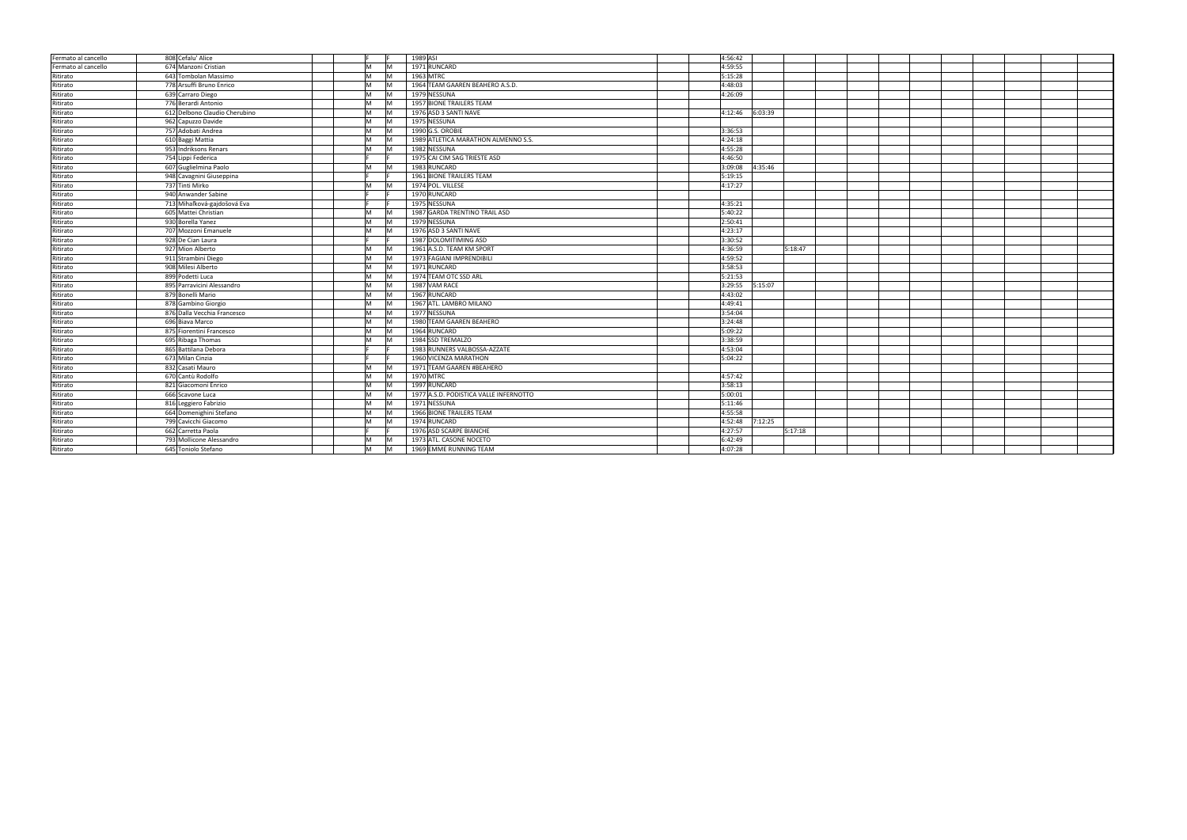| | | | | | | | | | | | | |
|---|---|---|---|---|---|---|---|---|---|---|---|---|
| Fermato al cancello | 808 | Cefalu' Alice | | | F | F | 1989 | ASI | | 4:56:42 | | |
| Fermato al cancello | 674 | Manzoni Cristian | | | M | M | 1971 | RUNCARD | | 4:59:55 | | |
| Ritirato | 643 | Tombolan Massimo | | | M | M | 1963 | MTRC | | 5:15:28 | | |
| Ritirato | 778 | Arsuffi Bruno Enrico | | | M | M | 1964 | TEAM GAAREN BEAHERO A.S.D. | | 4:48:03 | | |
| Ritirato | 639 | Carraro Diego | | | M | M | 1979 | NESSUNA | | 4:26:09 | | |
| Ritirato | 776 | Berardi Antonio | | | M | M | 1957 | BIONE TRAILERS TEAM | | | | |
| Ritirato | 612 | Delbono Claudio Cherubino | | | M | M | 1976 | ASD 3 SANTI NAVE | | 4:12:46 | 6:03:39 | |
| Ritirato | 962 | Capuzzo Davide | | | M | M | 1975 | NESSUNA | | | | |
| Ritirato | 757 | Adobati Andrea | | | M | M | 1990 | G.S. OROBIE | | 3:36:53 | | |
| Ritirato | 610 | Baggi Mattia | | | M | M | 1989 | ATLETICA MARATHON ALMENNO S.S. | | 4:24:18 | | |
| Ritirato | 953 | Indriksons Renars | | | M | M | 1982 | NESSUNA | | 4:55:28 | | |
| Ritirato | 754 | Lippi Federica | | | F | F | 1975 | CAI CIM SAG TRIESTE ASD | | 4:46:50 | | |
| Ritirato | 607 | Guglielmina Paolo | | | M | M | 1983 | RUNCARD | | 3:09:08 | 4:35:46 | |
| Ritirato | 948 | Cavagnini Giuseppina | | | F | F | 1961 | BIONE TRAILERS TEAM | | 5:19:15 | | |
| Ritirato | 737 | Tinti Mirko | | | M | M | 1974 | POL. VILLESE | | 4:17:27 | | |
| Ritirato | 940 | Anwander Sabine | | | F | F | 1970 | RUNCARD | | | | |
| Ritirato | 713 | Mihaľková-gajdošová Eva | | | F | F | 1975 | NESSUNA | | 4:35:21 | | |
| Ritirato | 605 | Mattei Christian | | | M | M | 1987 | GARDA TRENTINO TRAIL ASD | | 5:40:22 | | |
| Ritirato | 930 | Borella Yanez | | | M | M | 1979 | NESSUNA | | 2:50:41 | | |
| Ritirato | 707 | Mozzoni Emanuele | | | M | M | 1976 | ASD 3 SANTI NAVE | | 4:23:17 | | |
| Ritirato | 928 | De Cian Laura | | | F | F | 1987 | DOLOMITIMING ASD | | 3:30:52 | | |
| Ritirato | 927 | Mion Alberto | | | M | M | 1961 | A.S.D. TEAM KM SPORT | | 4:36:59 | | 5:18:47 |
| Ritirato | 911 | Strambini Diego | | | M | M | 1973 | FAGIANI IMPRENDIBILI | | 4:59:52 | | |
| Ritirato | 908 | Milesi Alberto | | | M | M | 1971 | RUNCARD | | 3:58:53 | | |
| Ritirato | 899 | Podetti Luca | | | M | M | 1974 | TEAM OTC SSD ARL | | 5:21:53 | | |
| Ritirato | 895 | Parravicini Alessandro | | | M | M | 1987 | VAM RACE | | 3:29:55 | 5:15:07 | |
| Ritirato | 879 | Bonelli Mario | | | M | M | 1967 | RUNCARD | | 4:43:02 | | |
| Ritirato | 878 | Gambino Giorgio | | | M | M | 1967 | ATL. LAMBRO MILANO | | 4:49:41 | | |
| Ritirato | 876 | Dalla Vecchia Francesco | | | M | M | 1977 | NESSUNA | | 3:54:04 | | |
| Ritirato | 696 | Biava Marco | | | M | M | 1980 | TEAM GAAREN BEAHERO | | 3:24:48 | | |
| Ritirato | 875 | Fiorentini Francesco | | | M | M | 1964 | RUNCARD | | 5:09:22 | | |
| Ritirato | 695 | Ribaga Thomas | | | M | M | 1984 | SSD TREMALZO | | 3:38:59 | | |
| Ritirato | 865 | Battilana Debora | | | F | F | 1983 | RUNNERS VALBOSSA-AZZATE | | 4:53:04 | | |
| Ritirato | 673 | Milan Cinzia | | | F | F | 1960 | VICENZA MARATHON | | 5:04:22 | | |
| Ritirato | 832 | Casati Mauro | | | M | M | 1971 | TEAM GAAREN #BEAHERO | | | | |
| Ritirato | 670 | Cantù Rodolfo | | | M | M | 1970 | MTRC | | 4:57:42 | | |
| Ritirato | 821 | Giacomoni Enrico | | | M | M | 1997 | RUNCARD | | 3:58:13 | | |
| Ritirato | 666 | Scavone Luca | | | M | M | 1977 | A.S.D. PODISTICA VALLE INFERNOTTO | | 5:00:01 | | |
| Ritirato | 816 | Leggiero Fabrizio | | | M | M | 1971 | NESSUNA | | 5:11:46 | | |
| Ritirato | 664 | Domenighini Stefano | | | M | M | 1966 | BIONE TRAILERS TEAM | | 4:55:58 | | |
| Ritirato | 799 | Cavicchi Giacomo | | | M | M | 1974 | RUNCARD | | 4:52:48 | 7:12:25 | |
| Ritirato | 662 | Carretta Paola | | | F | F | 1976 | ASD SCARPE BIANCHE | | 4:27:57 | | 5:17:18 |
| Ritirato | 793 | Mollicone Alessandro | | | M | M | 1973 | ATL. CASONE NOCETO | | 6:42:49 | | |
| Ritirato | 645 | Toniolo Stefano | | | M | M | 1969 | EMME RUNNING TEAM | | 4:07:28 | | |